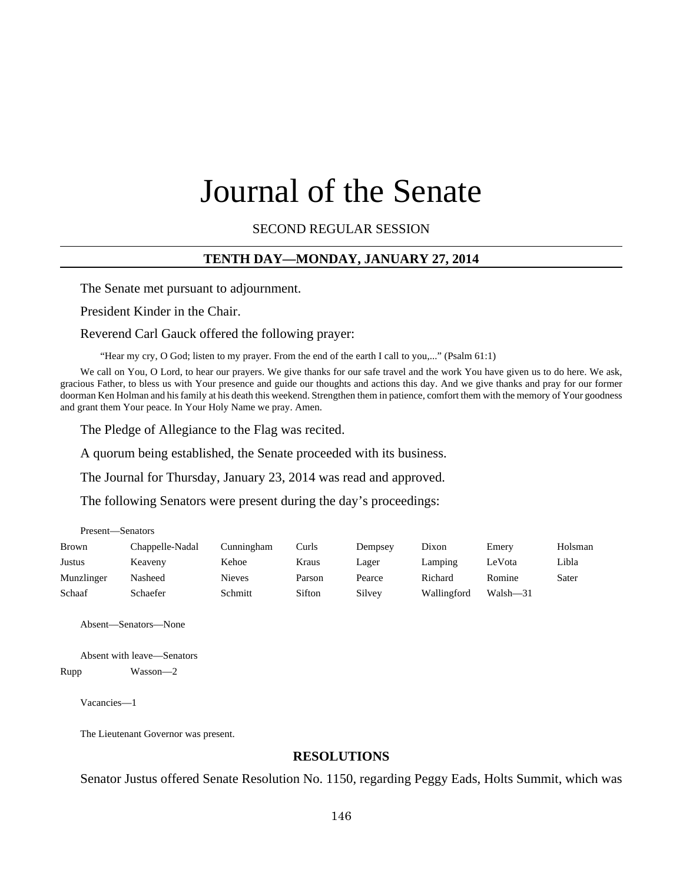# Journal of the Senate

SECOND REGULAR SESSION

## TENTH DAY—MONDAY, JANUARY 27, 2014

The Senate met pursuant to adjournment.

President Kinder in the Chair.

Reverend Carl Gauck offered the following prayer:

"Hear my cry, O God; listen to my prayer. From the end of the earth I call to you,..." (Psalm 61:1)

We call on You, O Lord, to hear our prayers. We give thanks for our safe travel and the work You have given us to do here. We ask, gracious Father, to bless us with Your presence and guide our thoughts and actions this day. And we give thanks and pray for our former doorman Ken Holman and his family at his death this weekend. Strengthen them in patience, comfort them with the memory of Your goodness and grant them Your peace. In Your Holy Name we pray. Amen.

The Pledge of Allegiance to the Flag was recited.

A quorum being established, the Senate proceeded with its business.

The Journal for Thursday, January 23, 2014 was read and approved.

The following Senators were present during the day's proceedings:

Present—Senators

| | | | | | | | |
|---|---|---|---|---|---|---|---|
| Brown | Chappelle-Nadal | Cunningham | Curls | Dempsey | Dixon | Emery | Holsman |
| Justus | Keaveny | Kehoe | Kraus | Lager | Lamping | LeVota | Libla |
| Munzlinger | Nasheed | Nieves | Parson | Pearce | Richard | Romine | Sater |
| Schaaf | Schaefer | Schmitt | Sifton | Silvey | Wallingford | Walsh—31 | |

Absent—Senators—None

Absent with leave—Senators

| | |
|---|---|
| Rupp | Wasson—2 |

Vacancies—1

The Lieutenant Governor was present.

### RESOLUTIONS

Senator Justus offered Senate Resolution No. 1150, regarding Peggy Eads, Holts Summit, which was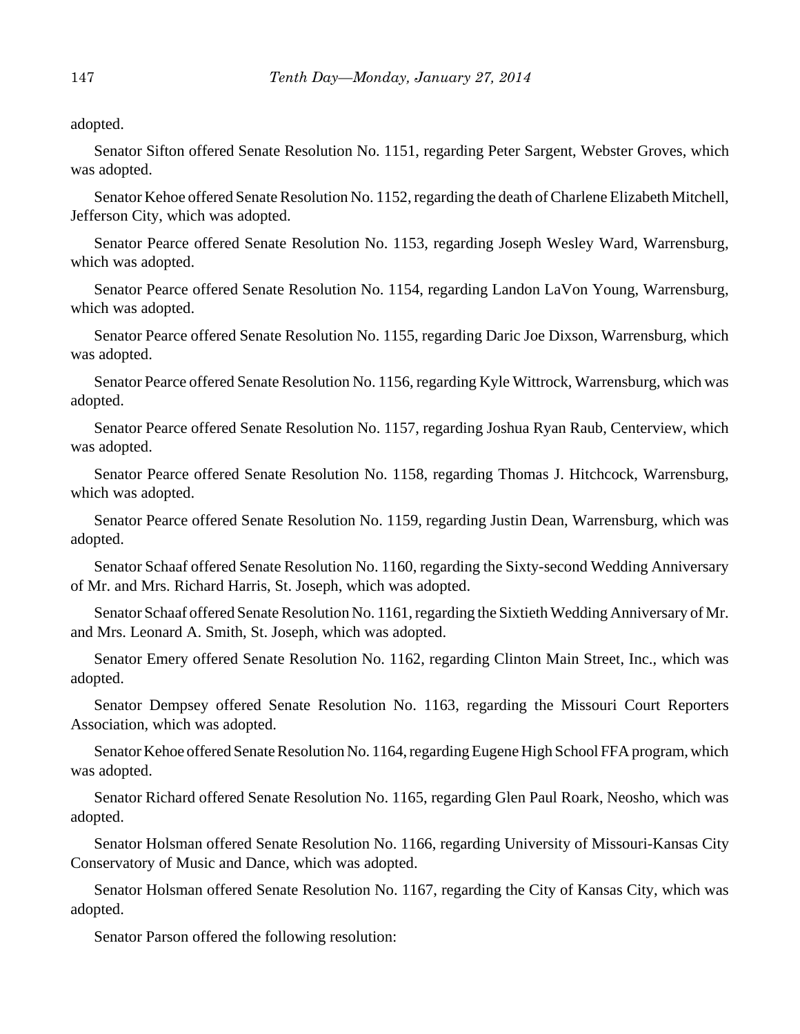adopted.

Senator Sifton offered Senate Resolution No. 1151, regarding Peter Sargent, Webster Groves, which was adopted.

Senator Kehoe offered Senate Resolution No. 1152, regarding the death of Charlene Elizabeth Mitchell, Jefferson City, which was adopted.

Senator Pearce offered Senate Resolution No. 1153, regarding Joseph Wesley Ward, Warrensburg, which was adopted.

Senator Pearce offered Senate Resolution No. 1154, regarding Landon LaVon Young, Warrensburg, which was adopted.

Senator Pearce offered Senate Resolution No. 1155, regarding Daric Joe Dixson, Warrensburg, which was adopted.

Senator Pearce offered Senate Resolution No. 1156, regarding Kyle Wittrock, Warrensburg, which was adopted.

Senator Pearce offered Senate Resolution No. 1157, regarding Joshua Ryan Raub, Centerview, which was adopted.

Senator Pearce offered Senate Resolution No. 1158, regarding Thomas J. Hitchcock, Warrensburg, which was adopted.

Senator Pearce offered Senate Resolution No. 1159, regarding Justin Dean, Warrensburg, which was adopted.

Senator Schaaf offered Senate Resolution No. 1160, regarding the Sixty-second Wedding Anniversary of Mr. and Mrs. Richard Harris, St. Joseph, which was adopted.

Senator Schaaf offered Senate Resolution No. 1161, regarding the Sixtieth Wedding Anniversary of Mr. and Mrs. Leonard A. Smith, St. Joseph, which was adopted.

Senator Emery offered Senate Resolution No. 1162, regarding Clinton Main Street, Inc., which was adopted.

Senator Dempsey offered Senate Resolution No. 1163, regarding the Missouri Court Reporters Association, which was adopted.

Senator Kehoe offered Senate Resolution No. 1164, regarding Eugene High School FFA program, which was adopted.

Senator Richard offered Senate Resolution No. 1165, regarding Glen Paul Roark, Neosho, which was adopted.

Senator Holsman offered Senate Resolution No. 1166, regarding University of Missouri-Kansas City Conservatory of Music and Dance, which was adopted.

Senator Holsman offered Senate Resolution No. 1167, regarding the City of Kansas City, which was adopted.

Senator Parson offered the following resolution: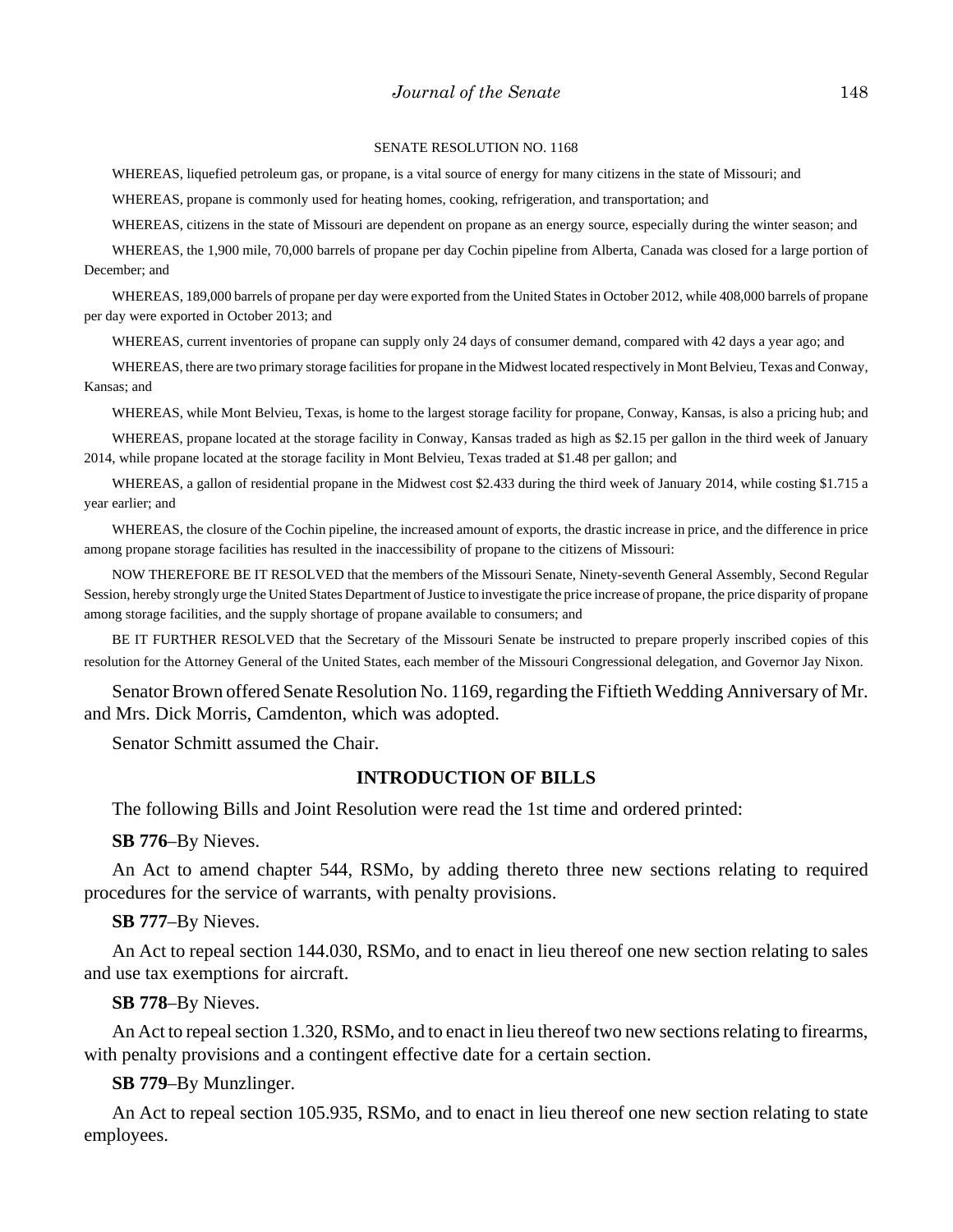SENATE RESOLUTION NO. 1168

WHEREAS, liquefied petroleum gas, or propane, is a vital source of energy for many citizens in the state of Missouri; and

WHEREAS, propane is commonly used for heating homes, cooking, refrigeration, and transportation; and

WHEREAS, citizens in the state of Missouri are dependent on propane as an energy source, especially during the winter season; and

WHEREAS, the 1,900 mile, 70,000 barrels of propane per day Cochin pipeline from Alberta, Canada was closed for a large portion of December; and

WHEREAS, 189,000 barrels of propane per day were exported from the United States in October 2012, while 408,000 barrels of propane per day were exported in October 2013; and

WHEREAS, current inventories of propane can supply only 24 days of consumer demand, compared with 42 days a year ago; and

WHEREAS, there are two primary storage facilities for propane in the Midwest located respectively in Mont Belvieu, Texas and Conway, Kansas; and

WHEREAS, while Mont Belvieu, Texas, is home to the largest storage facility for propane, Conway, Kansas, is also a pricing hub; and

WHEREAS, propane located at the storage facility in Conway, Kansas traded as high as $2.15 per gallon in the third week of January 2014, while propane located at the storage facility in Mont Belvieu, Texas traded at $1.48 per gallon; and

WHEREAS, a gallon of residential propane in the Midwest cost $2.433 during the third week of January 2014, while costing $1.715 a year earlier; and

WHEREAS, the closure of the Cochin pipeline, the increased amount of exports, the drastic increase in price, and the difference in price among propane storage facilities has resulted in the inaccessibility of propane to the citizens of Missouri:

NOW THEREFORE BE IT RESOLVED that the members of the Missouri Senate, Ninety-seventh General Assembly, Second Regular Session, hereby strongly urge the United States Department of Justice to investigate the price increase of propane, the price disparity of propane among storage facilities, and the supply shortage of propane available to consumers; and

BE IT FURTHER RESOLVED that the Secretary of the Missouri Senate be instructed to prepare properly inscribed copies of this resolution for the Attorney General of the United States, each member of the Missouri Congressional delegation, and Governor Jay Nixon.

Senator Brown offered Senate Resolution No. 1169, regarding the Fiftieth Wedding Anniversary of Mr. and Mrs. Dick Morris, Camdenton, which was adopted.

Senator Schmitt assumed the Chair.

## INTRODUCTION OF BILLS

The following Bills and Joint Resolution were read the 1st time and ordered printed:

**SB 776**–By Nieves.

An Act to amend chapter 544, RSMo, by adding thereto three new sections relating to required procedures for the service of warrants, with penalty provisions.

**SB 777**–By Nieves.

An Act to repeal section 144.030, RSMo, and to enact in lieu thereof one new section relating to sales and use tax exemptions for aircraft.

**SB 778**–By Nieves.

An Act to repeal section 1.320, RSMo, and to enact in lieu thereof two new sections relating to firearms, with penalty provisions and a contingent effective date for a certain section.

**SB 779**–By Munzlinger.

An Act to repeal section 105.935, RSMo, and to enact in lieu thereof one new section relating to state employees.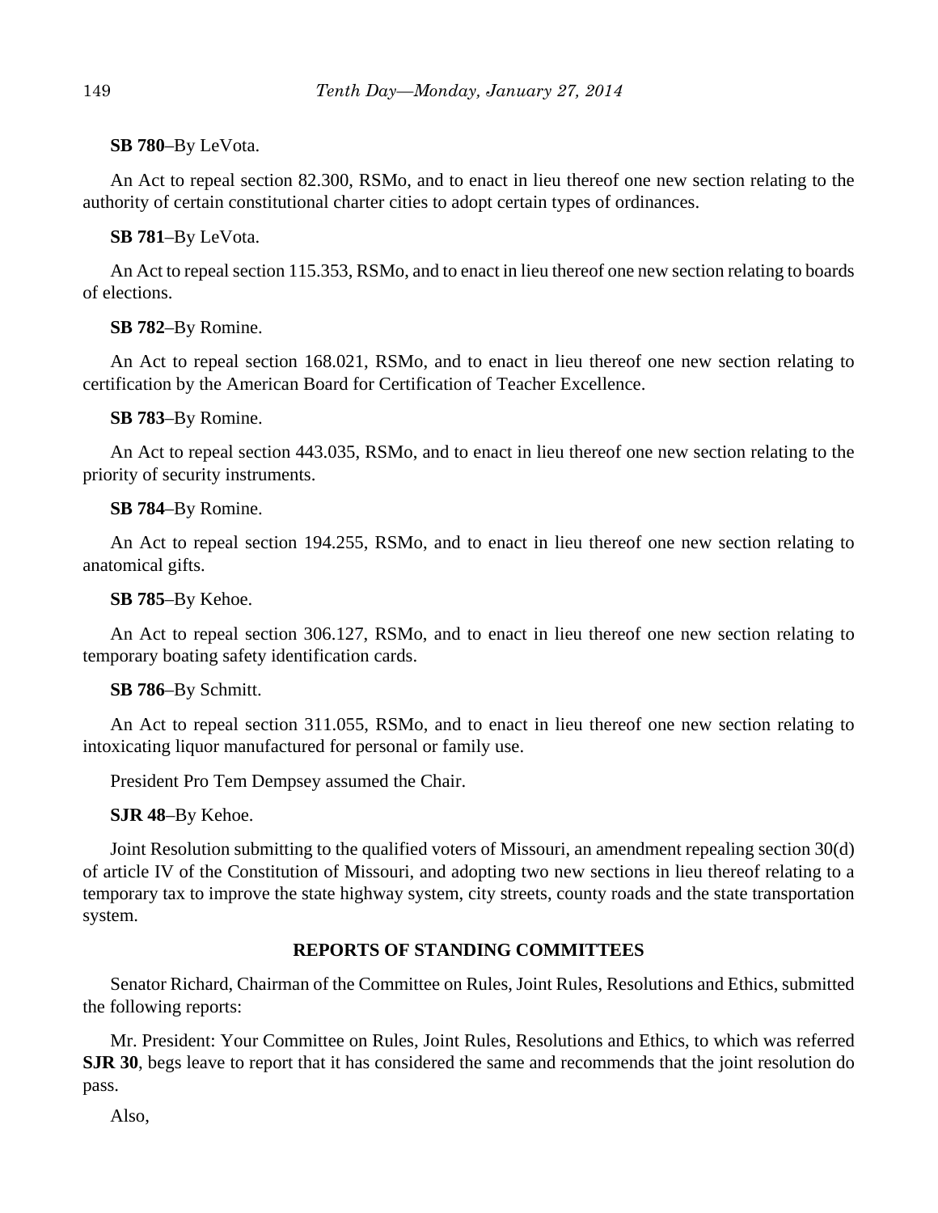**SB 780**–By LeVota.

An Act to repeal section 82.300, RSMo, and to enact in lieu thereof one new section relating to the authority of certain constitutional charter cities to adopt certain types of ordinances.

**SB 781**–By LeVota.

An Act to repeal section 115.353, RSMo, and to enact in lieu thereof one new section relating to boards of elections.

**SB 782**–By Romine.

An Act to repeal section 168.021, RSMo, and to enact in lieu thereof one new section relating to certification by the American Board for Certification of Teacher Excellence.

**SB 783**–By Romine.

An Act to repeal section 443.035, RSMo, and to enact in lieu thereof one new section relating to the priority of security instruments.

**SB 784**–By Romine.

An Act to repeal section 194.255, RSMo, and to enact in lieu thereof one new section relating to anatomical gifts.

**SB 785**–By Kehoe.

An Act to repeal section 306.127, RSMo, and to enact in lieu thereof one new section relating to temporary boating safety identification cards.

**SB 786**–By Schmitt.

An Act to repeal section 311.055, RSMo, and to enact in lieu thereof one new section relating to intoxicating liquor manufactured for personal or family use.

President Pro Tem Dempsey assumed the Chair.

**SJR 48**–By Kehoe.

Joint Resolution submitting to the qualified voters of Missouri, an amendment repealing section 30(d) of article IV of the Constitution of Missouri, and adopting two new sections in lieu thereof relating to a temporary tax to improve the state highway system, city streets, county roads and the state transportation system.

## REPORTS OF STANDING COMMITTEES

Senator Richard, Chairman of the Committee on Rules, Joint Rules, Resolutions and Ethics, submitted the following reports:

Mr. President: Your Committee on Rules, Joint Rules, Resolutions and Ethics, to which was referred **SJR 30**, begs leave to report that it has considered the same and recommends that the joint resolution do pass.

Also,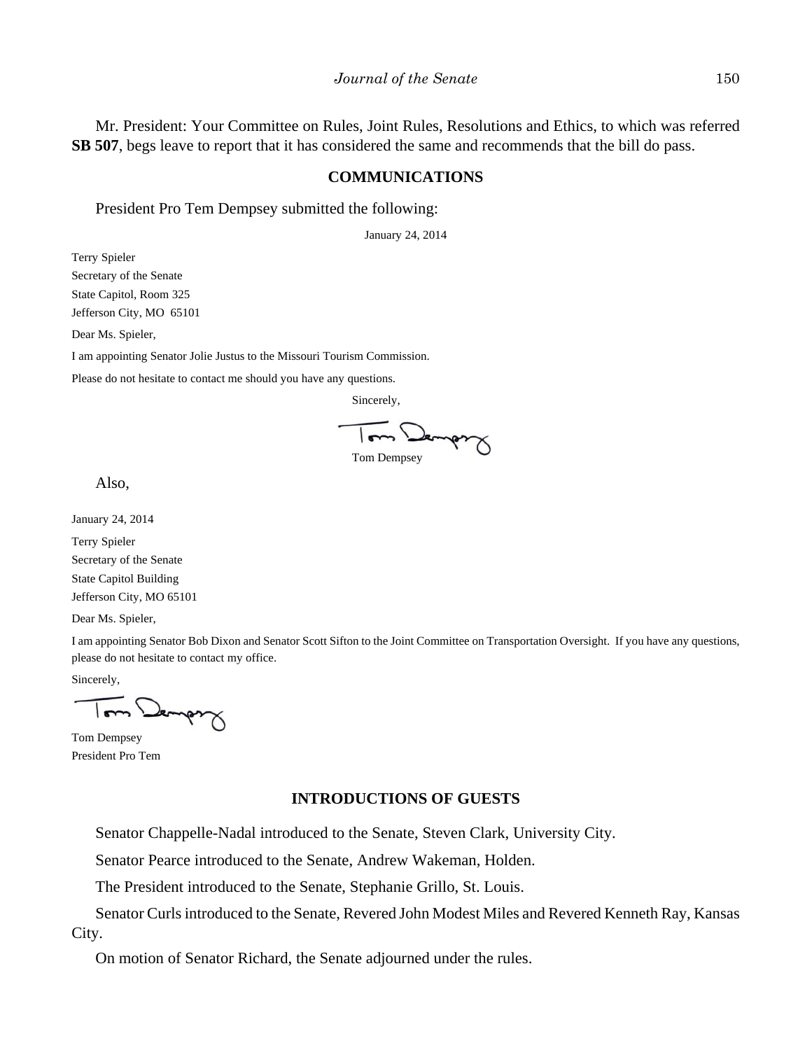Mr. President: Your Committee on Rules, Joint Rules, Resolutions and Ethics, to which was referred **SB 507**, begs leave to report that it has considered the same and recommends that the bill do pass.

## COMMUNICATIONS

President Pro Tem Dempsey submitted the following:

January 24, 2014

Terry Spieler
Secretary of the Senate
State Capitol, Room 325
Jefferson City, MO 65101

Dear Ms. Spieler,

I am appointing Senator Jolie Justus to the Missouri Tourism Commission.

Please do not hesitate to contact me should you have any questions.

Sincerely,

Tom Dempsey

Also,

January 24, 2014

Terry Spieler
Secretary of the Senate
State Capitol Building
Jefferson City, MO 65101

Dear Ms. Spieler,

I am appointing Senator Bob Dixon and Senator Scott Sifton to the Joint Committee on Transportation Oversight. If you have any questions, please do not hesitate to contact my office.

Sincerely,

Tom Dempsey
President Pro Tem

## INTRODUCTIONS OF GUESTS

Senator Chappelle-Nadal introduced to the Senate, Steven Clark, University City.

Senator Pearce introduced to the Senate, Andrew Wakeman, Holden.

The President introduced to the Senate, Stephanie Grillo, St. Louis.

Senator Curls introduced to the Senate, Revered John Modest Miles and Revered Kenneth Ray, Kansas City.

On motion of Senator Richard, the Senate adjourned under the rules.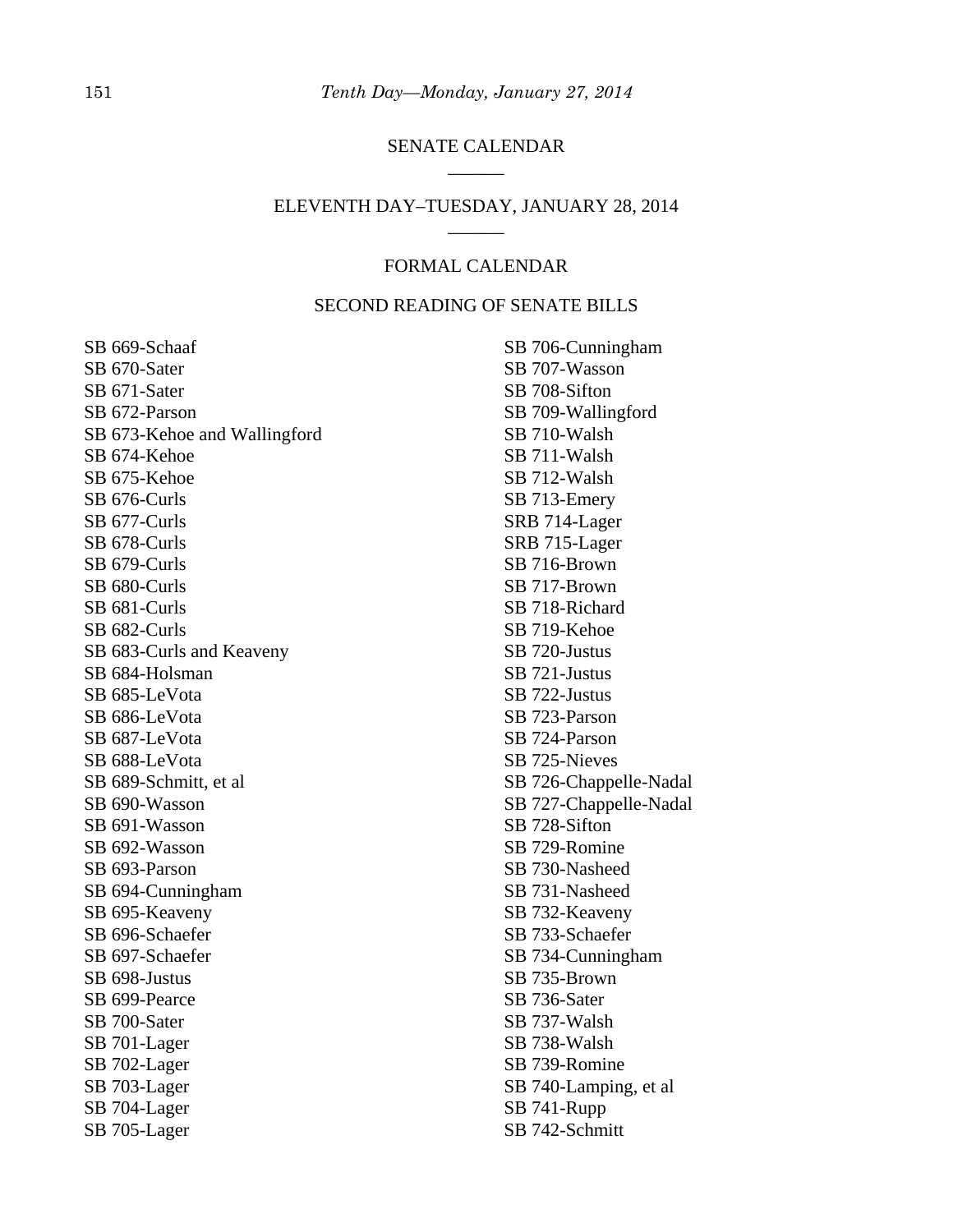## SENATE CALENDAR

______

## ELEVENTH DAY–TUESDAY, JANUARY 28, 2014

______

### FORMAL CALENDAR

### SECOND READING OF SENATE BILLS

SB 669-Schaaf
SB 670-Sater
SB 671-Sater
SB 672-Parson
SB 673-Kehoe and Wallingford
SB 674-Kehoe
SB 675-Kehoe
SB 676-Curls
SB 677-Curls
SB 678-Curls
SB 679-Curls
SB 680-Curls
SB 681-Curls
SB 682-Curls
SB 683-Curls and Keaveny
SB 684-Holsman
SB 685-LeVota
SB 686-LeVota
SB 687-LeVota
SB 688-LeVota
SB 689-Schmitt, et al
SB 690-Wasson
SB 691-Wasson
SB 692-Wasson
SB 693-Parson
SB 694-Cunningham
SB 695-Keaveny
SB 696-Schaefer
SB 697-Schaefer
SB 698-Justus
SB 699-Pearce
SB 700-Sater
SB 701-Lager
SB 702-Lager
SB 703-Lager
SB 704-Lager
SB 705-Lager
SB 706-Cunningham
SB 707-Wasson
SB 708-Sifton
SB 709-Wallingford
SB 710-Walsh
SB 711-Walsh
SB 712-Walsh
SB 713-Emery
SRB 714-Lager
SRB 715-Lager
SB 716-Brown
SB 717-Brown
SB 718-Richard
SB 719-Kehoe
SB 720-Justus
SB 721-Justus
SB 722-Justus
SB 723-Parson
SB 724-Parson
SB 725-Nieves
SB 726-Chappelle-Nadal
SB 727-Chappelle-Nadal
SB 728-Sifton
SB 729-Romine
SB 730-Nasheed
SB 731-Nasheed
SB 732-Keaveny
SB 733-Schaefer
SB 734-Cunningham
SB 735-Brown
SB 736-Sater
SB 737-Walsh
SB 738-Walsh
SB 739-Romine
SB 740-Lamping, et al
SB 741-Rupp
SB 742-Schmitt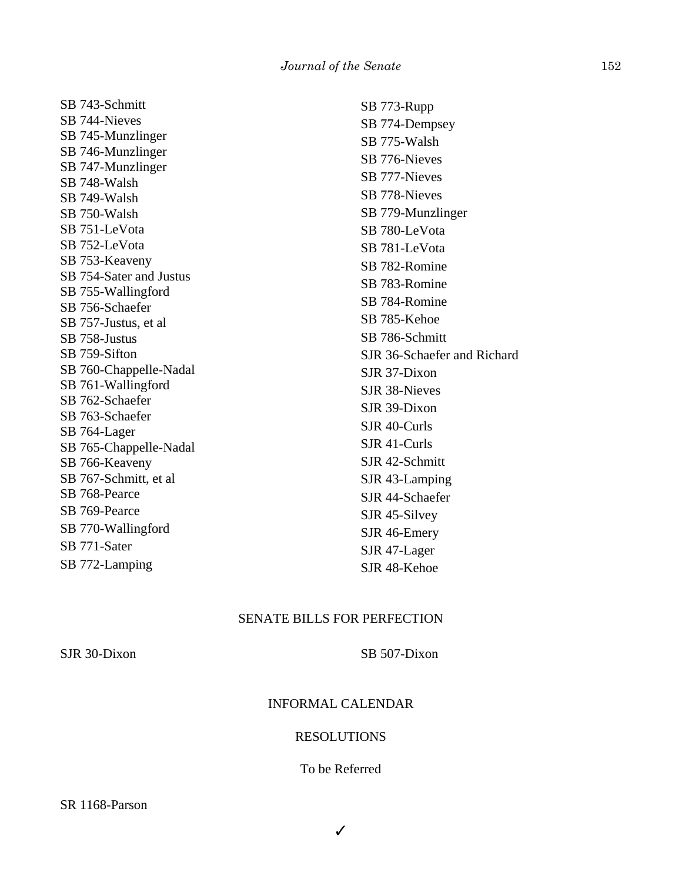SB 743-Schmitt
SB 744-Nieves
SB 745-Munzlinger
SB 746-Munzlinger
SB 747-Munzlinger
SB 748-Walsh
SB 749-Walsh
SB 750-Walsh
SB 751-LeVota
SB 752-LeVota
SB 753-Keaveny
SB 754-Sater and Justus
SB 755-Wallingford
SB 756-Schaefer
SB 757-Justus, et al
SB 758-Justus
SB 759-Sifton
SB 760-Chappelle-Nadal
SB 761-Wallingford
SB 762-Schaefer
SB 763-Schaefer
SB 764-Lager
SB 765-Chappelle-Nadal
SB 766-Keaveny
SB 767-Schmitt, et al
SB 768-Pearce
SB 769-Pearce
SB 770-Wallingford
SB 771-Sater
SB 772-Lamping
SB 773-Rupp
SB 774-Dempsey
SB 775-Walsh
SB 776-Nieves
SB 777-Nieves
SB 778-Nieves
SB 779-Munzlinger
SB 780-LeVota
SB 781-LeVota
SB 782-Romine
SB 783-Romine
SB 784-Romine
SB 785-Kehoe
SB 786-Schmitt
SJR 36-Schaefer and Richard
SJR 37-Dixon
SJR 38-Nieves
SJR 39-Dixon
SJR 40-Curls
SJR 41-Curls
SJR 42-Schmitt
SJR 43-Lamping
SJR 44-Schaefer
SJR 45-Silvey
SJR 46-Emery
SJR 47-Lager
SJR 48-Kehoe

SENATE BILLS FOR PERFECTION

SJR 30-Dixon
SB 507-Dixon

INFORMAL CALENDAR

RESOLUTIONS

To be Referred

SR 1168-Parson

✓